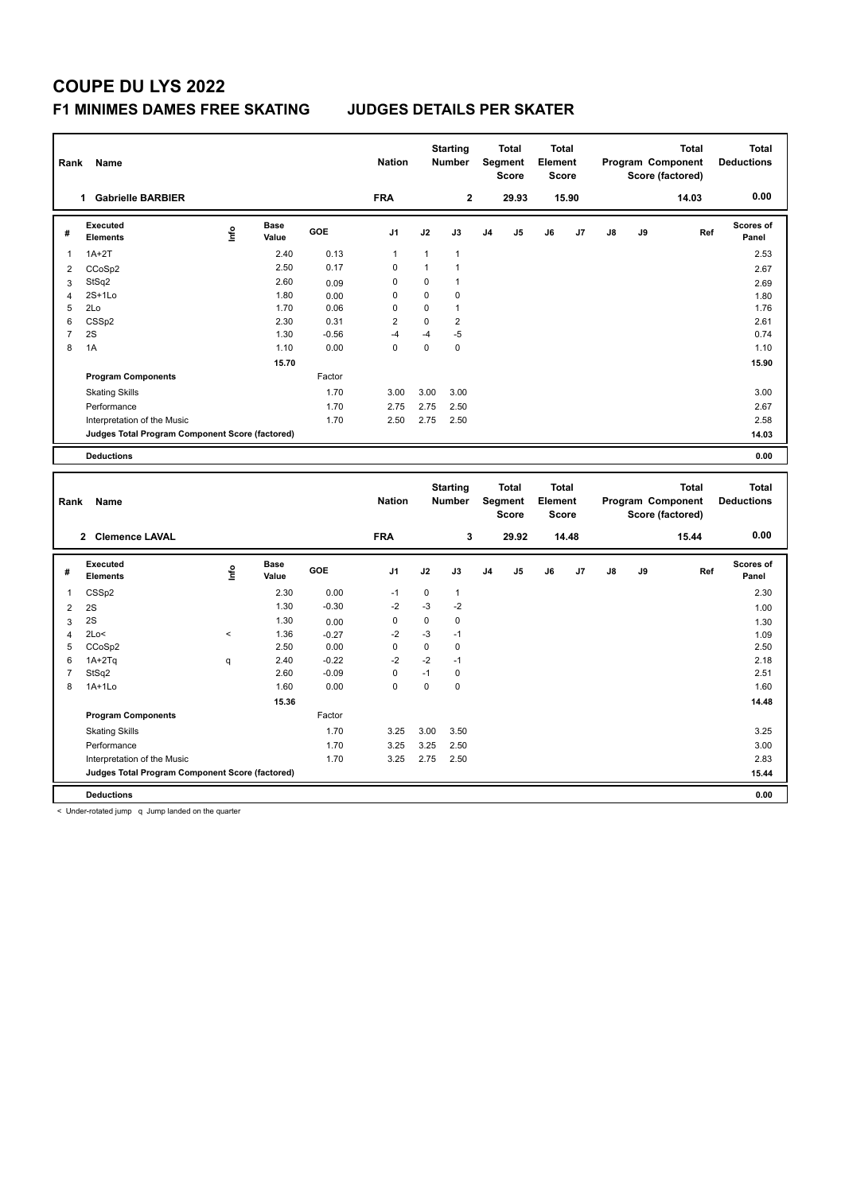# COUPE DU LYS 2022

## F1 MINIMES DAMES FREE SKATING JUDGES DETAILS PER SKATER

| Rank | Name | Nation | Starting Number | Total Segment Score | Total Element Score | Total Program Component Score (factored) | Total Deductions |
|---|---|---|---|---|---|---|---|
| 1 | Gabrielle BARBIER | FRA | 2 | 29.93 | 15.90 | 14.03 | 0.00 |

| # | Executed Elements | Info | Base Value | GOE | J1 | J2 | J3 | J4 | J5 | J6 | J7 | J8 | J9 | Ref | Scores of Panel |
|---|---|---|---|---|---|---|---|---|---|---|---|---|---|---|---|
| 1 | 1A+2T | | 2.40 | 0.13 | 1 | 1 | 1 | | | | | | | | 2.53 |
| 2 | CCoSp2 | | 2.50 | 0.17 | 0 | 1 | 1 | | | | | | | | 2.67 |
| 3 | StSq2 | | 2.60 | 0.09 | 0 | 0 | 1 | | | | | | | | 2.69 |
| 4 | 2S+1Lo | | 1.80 | 0.00 | 0 | 0 | 0 | | | | | | | | 1.80 |
| 5 | 2Lo | | 1.70 | 0.06 | 0 | 0 | 1 | | | | | | | | 1.76 |
| 6 | CSSp2 | | 2.30 | 0.31 | 2 | 0 | 2 | | | | | | | | 2.61 |
| 7 | 2S | | 1.30 | -0.56 | -4 | -4 | -5 | | | | | | | | 0.74 |
| 8 | 1A | | 1.10 | 0.00 | 0 | 0 | 0 | | | | | | | | 1.10 |
| | | | 15.70 | | | | | | | | | | | | 15.90 |
| | **Program Components** | | | Factor | | | | | | | | | | | |
| | Skating Skills | | | 1.70 | 3.00 | 3.00 | 3.00 | | | | | | | | 3.00 |
| | Performance | | | 1.70 | 2.75 | 2.75 | 2.50 | | | | | | | | 2.67 |
| | Interpretation of the Music | | | 1.70 | 2.50 | 2.75 | 2.50 | | | | | | | | 2.58 |
| | **Judges Total Program Component Score (factored)** | | | | | | | | | | | | | | 14.03 |
| | **Deductions** | | | | | | | | | | | | | | 0.00 |

| Rank | Name | Nation | Starting Number | Total Segment Score | Total Element Score | Total Program Component Score (factored) | Total Deductions |
|---|---|---|---|---|---|---|---|
| 2 | Clemence LAVAL | FRA | 3 | 29.92 | 14.48 | 15.44 | 0.00 |

| # | Executed Elements | Info | Base Value | GOE | J1 | J2 | J3 | J4 | J5 | J6 | J7 | J8 | J9 | Ref | Scores of Panel |
|---|---|---|---|---|---|---|---|---|---|---|---|---|---|---|---|
| 1 | CSSp2 | | 2.30 | 0.00 | -1 | 0 | 1 | | | | | | | | 2.30 |
| 2 | 2S | | 1.30 | -0.30 | -2 | -3 | -2 | | | | | | | | 1.00 |
| 3 | 2S | | 1.30 | 0.00 | 0 | 0 | 0 | | | | | | | | 1.30 |
| 4 | 2Lo< | < | 1.36 | -0.27 | -2 | -3 | -1 | | | | | | | | 1.09 |
| 5 | CCoSp2 | | 2.50 | 0.00 | 0 | 0 | 0 | | | | | | | | 2.50 |
| 6 | 1A+2Tq | q | 2.40 | -0.22 | -2 | -2 | -1 | | | | | | | | 2.18 |
| 7 | StSq2 | | 2.60 | -0.09 | 0 | -1 | 0 | | | | | | | | 2.51 |
| 8 | 1A+1Lo | | 1.60 | 0.00 | 0 | 0 | 0 | | | | | | | | 1.60 |
| | | | 15.36 | | | | | | | | | | | | 14.48 |
| | **Program Components** | | | Factor | | | | | | | | | | | |
| | Skating Skills | | | 1.70 | 3.25 | 3.00 | 3.50 | | | | | | | | 3.25 |
| | Performance | | | 1.70 | 3.25 | 3.25 | 2.50 | | | | | | | | 3.00 |
| | Interpretation of the Music | | | 1.70 | 3.25 | 2.75 | 2.50 | | | | | | | | 2.83 |
| | **Judges Total Program Component Score (factored)** | | | | | | | | | | | | | | 15.44 |
| | **Deductions** | | | | | | | | | | | | | | 0.00 |

< Under-rotated jump q Jump landed on the quarter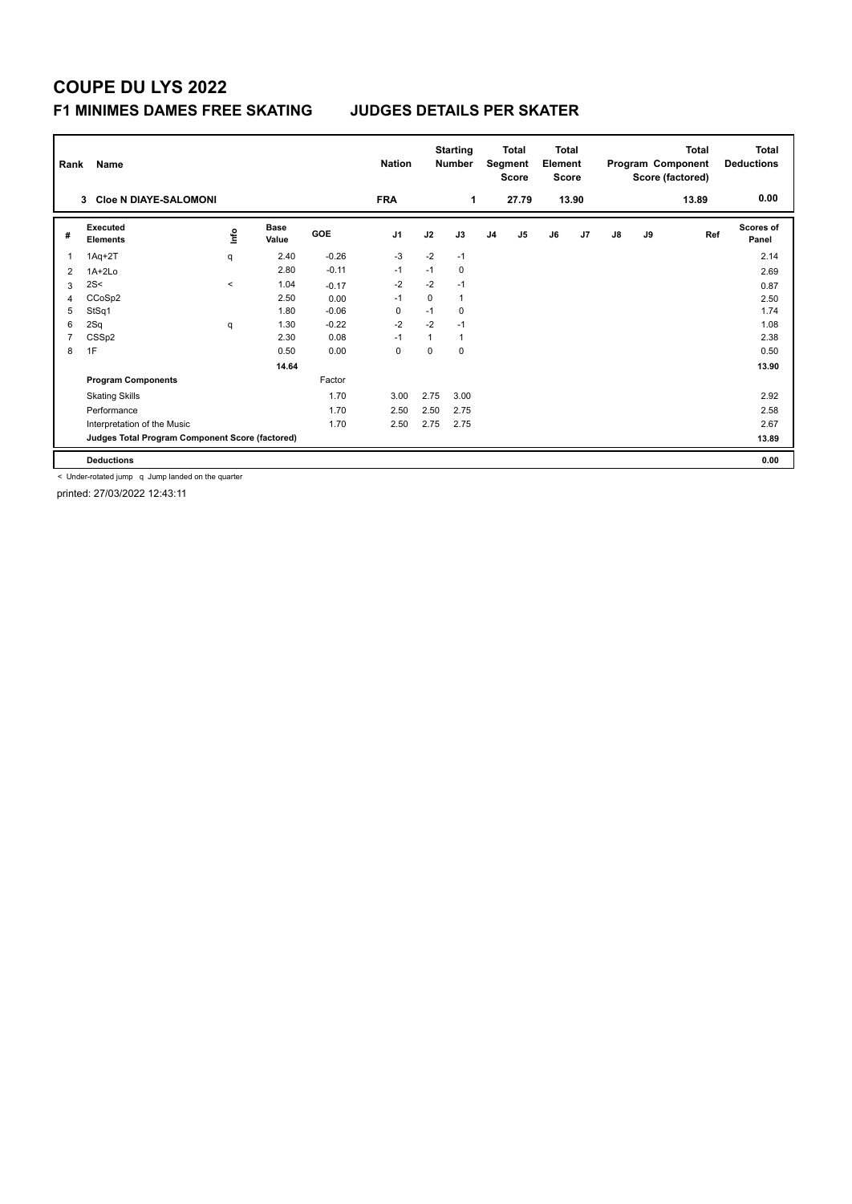# COUPE DU LYS 2022

## F1 MINIMES DAMES FREE SKATING JUDGES DETAILS PER SKATER

| Rank | Name | Nation | Starting Number | Total Segment Score | Total Element Score | Total Program Component Score (factored) | Total Deductions |
|---|---|---|---|---|---|---|---|
| 3 | Cloe N DIAYE-SALOMONI | FRA | 1 | 27.79 | 13.90 | 13.89 | 0.00 |

| # | Executed Elements | Info | Base Value | GOE | J1 | J2 | J3 | J4 | J5 | J6 | J7 | J8 | J9 | Ref | Scores of Panel |
|---|---|---|---|---|---|---|---|---|---|---|---|---|---|---|---|
| 1 | 1Aq+2T | q | 2.40 | -0.26 | -3 | -2 | -1 | | | | | | | | 2.14 |
| 2 | 1A+2Lo | | 2.80 | -0.11 | -1 | -1 | 0 | | | | | | | | 2.69 |
| 3 | 2S< | < | 1.04 | -0.17 | -2 | -2 | -1 | | | | | | | | 0.87 |
| 4 | CCoSp2 | | 2.50 | 0.00 | -1 | 0 | 1 | | | | | | | | 2.50 |
| 5 | StSq1 | | 1.80 | -0.06 | 0 | -1 | 0 | | | | | | | | 1.74 |
| 6 | 2Sq | q | 1.30 | -0.22 | -2 | -2 | -1 | | | | | | | | 1.08 |
| 7 | CSSp2 | | 2.30 | 0.08 | -1 | 1 | 1 | | | | | | | | 2.38 |
| 8 | 1F | | 0.50 | 0.00 | 0 | 0 | 0 | | | | | | | | 0.50 |
| | | | 14.64 | | | | | | | | | | | | 13.90 |
| | **Program Components** | | | Factor | | | | | | | | | | | |
| | Skating Skills | | | 1.70 | 3.00 | 2.75 | 3.00 | | | | | | | | 2.92 |
| | Performance | | | 1.70 | 2.50 | 2.50 | 2.75 | | | | | | | | 2.58 |
| | Interpretation of the Music | | | 1.70 | 2.50 | 2.75 | 2.75 | | | | | | | | 2.67 |
| | **Judges Total Program Component Score (factored)** | | | | | | | | | | | | | | 13.89 |
| | **Deductions** | | | | | | | | | | | | | | 0.00 |

< Under-rotated jump q Jump landed on the quarter

printed: 27/03/2022 12:43:11